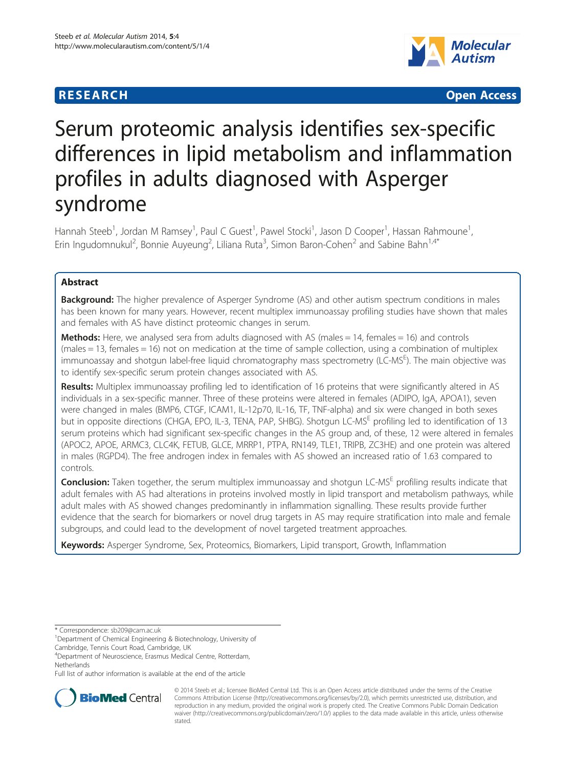**RESEARCH** **Open Access**

# Serum proteomic analysis identifies sex-specific differences in lipid metabolism and inflammation profiles in adults diagnosed with Asperger syndrome

Hannah Steeb[1], Jordan M Ramsey[1], Paul C Guest[1], Pawel Stocki[1], Jason D Cooper[1], Hassan Rahmoune[1], Erin Ingudomnukul[2], Bonnie Auyeung[2], Liliana Ruta[3], Simon Baron-Cohen[2] and Sabine Bahn[1,4*]

## Abstract

**Background:** The higher prevalence of Asperger Syndrome (AS) and other autism spectrum conditions in males has been known for many years. However, recent multiplex immunoassay profiling studies have shown that males and females with AS have distinct proteomic changes in serum.

**Methods:** Here, we analysed sera from adults diagnosed with AS (males = 14, females = 16) and controls (males = 13, females = 16) not on medication at the time of sample collection, using a combination of multiplex immunoassay and shotgun label-free liquid chromatography mass spectrometry (LC-$MS^E$). The main objective was to identify sex-specific serum protein changes associated with AS.

**Results:** Multiplex immunoassay profiling led to identification of 16 proteins that were significantly altered in AS individuals in a sex-specific manner. Three of these proteins were altered in females (ADIPO, IgA, APOA1), seven were changed in males (BMP6, CTGF, ICAM1, IL-12p70, IL-16, TF, TNF-alpha) and six were changed in both sexes but in opposite directions (CHGA, EPO, IL-3, TENA, PAP, SHBG). Shotgun LC-$MS^E$ profiling led to identification of 13 serum proteins which had significant sex-specific changes in the AS group and, of these, 12 were altered in females (APOC2, APOE, ARMC3, CLC4K, FETUB, GLCE, MRRP1, PTPA, RN149, TLE1, TRIPB, ZC3HE) and one protein was altered in males (RGPD4). The free androgen index in females with AS showed an increased ratio of 1.63 compared to controls.

**Conclusion:** Taken together, the serum multiplex immunoassay and shotgun LC-$MS^E$ profiling results indicate that adult females with AS had alterations in proteins involved mostly in lipid transport and metabolism pathways, while adult males with AS showed changes predominantly in inflammation signalling. These results provide further evidence that the search for biomarkers or novel drug targets in AS may require stratification into male and female subgroups, and could lead to the development of novel targeted treatment approaches.

**Keywords:** Asperger Syndrome, Sex, Proteomics, Biomarkers, Lipid transport, Growth, Inflammation

\* Correspondence: sb209@cam.ac.uk
[1]Department of Chemical Engineering & Biotechnology, University of Cambridge, Tennis Court Road, Cambridge, UK
[4]Department of Neuroscience, Erasmus Medical Centre, Rotterdam, Netherlands
Full list of author information is available at the end of the article

© 2014 Steeb et al.; licensee BioMed Central Ltd. This is an Open Access article distributed under the terms of the Creative Commons Attribution License (http://creativecommons.org/licenses/by/2.0), which permits unrestricted use, distribution, and reproduction in any medium, provided the original work is properly cited. The Creative Commons Public Domain Dedication waiver (http://creativecommons.org/publicdomain/zero/1.0/) applies to the data made available in this article, unless otherwise stated.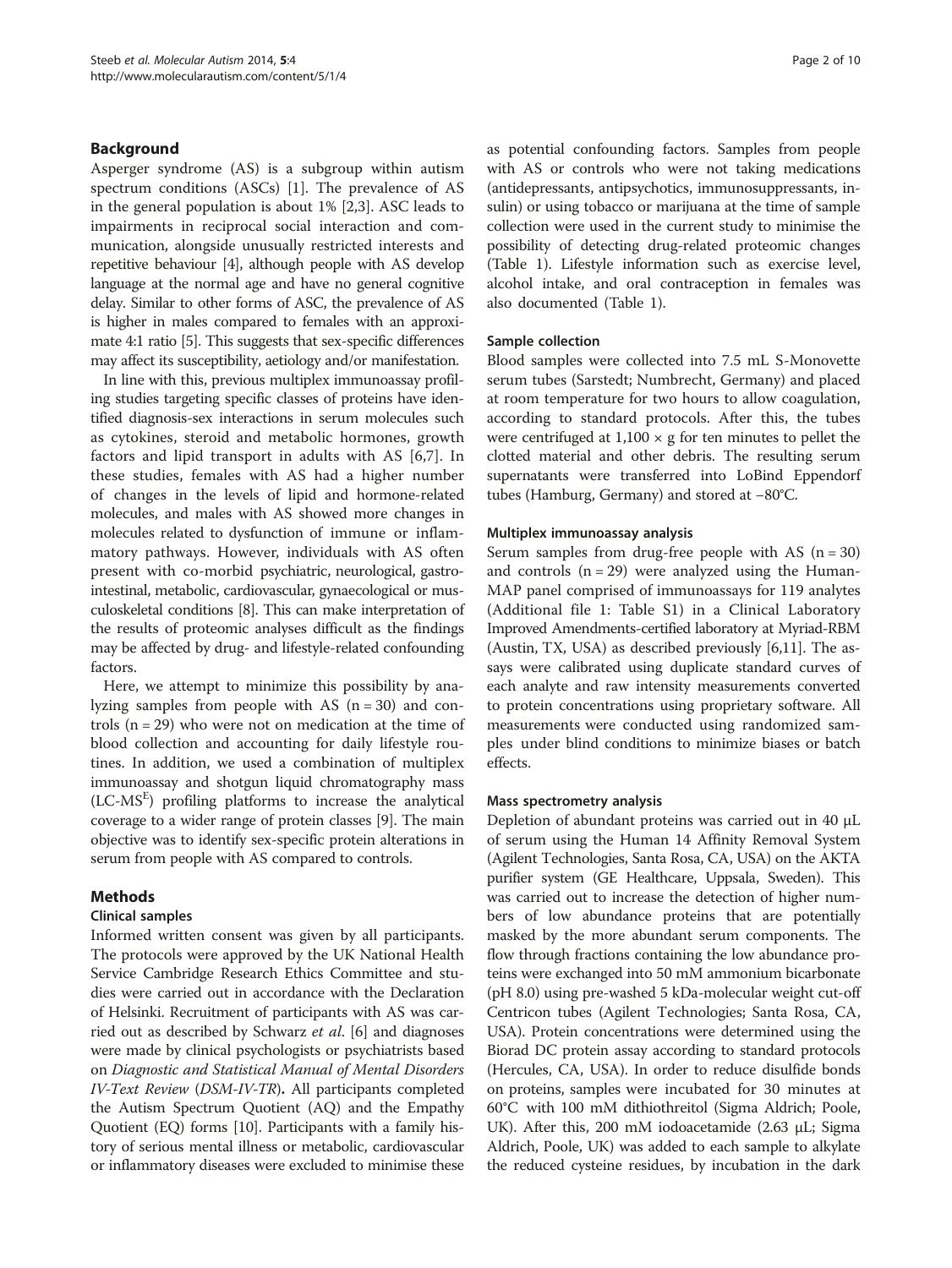## Background

Asperger syndrome (AS) is a subgroup within autism spectrum conditions (ASCs) [1]. The prevalence of AS in the general population is about 1% [2,3]. ASC leads to impairments in reciprocal social interaction and communication, alongside unusually restricted interests and repetitive behaviour [4], although people with AS develop language at the normal age and have no general cognitive delay. Similar to other forms of ASC, the prevalence of AS is higher in males compared to females with an approximate 4:1 ratio [5]. This suggests that sex-specific differences may affect its susceptibility, aetiology and/or manifestation.

In line with this, previous multiplex immunoassay profiling studies targeting specific classes of proteins have identified diagnosis-sex interactions in serum molecules such as cytokines, steroid and metabolic hormones, growth factors and lipid transport in adults with AS [6,7]. In these studies, females with AS had a higher number of changes in the levels of lipid and hormone-related molecules, and males with AS showed more changes in molecules related to dysfunction of immune or inflammatory pathways. However, individuals with AS often present with co-morbid psychiatric, neurological, gastrointestinal, metabolic, cardiovascular, gynaecological or musculoskeletal conditions [8]. This can make interpretation of the results of proteomic analyses difficult as the findings may be affected by drug- and lifestyle-related confounding factors.

Here, we attempt to minimize this possibility by analyzing samples from people with AS (n = 30) and controls (n = 29) who were not on medication at the time of blood collection and accounting for daily lifestyle routines. In addition, we used a combination of multiplex immunoassay and shotgun liquid chromatography mass (LC-$MS^E$) profiling platforms to increase the analytical coverage to a wider range of protein classes [9]. The main objective was to identify sex-specific protein alterations in serum from people with AS compared to controls.

## Methods

### Clinical samples

Informed written consent was given by all participants. The protocols were approved by the UK National Health Service Cambridge Research Ethics Committee and studies were carried out in accordance with the Declaration of Helsinki. Recruitment of participants with AS was carried out as described by Schwarz *et al*. [6] and diagnoses were made by clinical psychologists or psychiatrists based on *Diagnostic and Statistical Manual of Mental Disorders IV-Text Review* (*DSM-IV-TR*). All participants completed the Autism Spectrum Quotient (AQ) and the Empathy Quotient (EQ) forms [10]. Participants with a family history of serious mental illness or metabolic, cardiovascular or inflammatory diseases were excluded to minimise these as potential confounding factors. Samples from people with AS or controls who were not taking medications (antidepressants, antipsychotics, immunosuppressants, insulin) or using tobacco or marijuana at the time of sample collection were used in the current study to minimise the possibility of detecting drug-related proteomic changes (Table 1). Lifestyle information such as exercise level, alcohol intake, and oral contraception in females was also documented (Table 1).

### Sample collection

Blood samples were collected into 7.5 mL S-Monovette serum tubes (Sarstedt; Numbrecht, Germany) and placed at room temperature for two hours to allow coagulation, according to standard protocols. After this, the tubes were centrifuged at 1,100 × g for ten minutes to pellet the clotted material and other debris. The resulting serum supernatants were transferred into LoBind Eppendorf tubes (Hamburg, Germany) and stored at −80°C.

### Multiplex immunoassay analysis

Serum samples from drug-free people with AS (n = 30) and controls (n = 29) were analyzed using the HumanMAP panel comprised of immunoassays for 119 analytes (Additional file 1: Table S1) in a Clinical Laboratory Improved Amendments-certified laboratory at Myriad-RBM (Austin, TX, USA) as described previously [6,11]. The assays were calibrated using duplicate standard curves of each analyte and raw intensity measurements converted to protein concentrations using proprietary software. All measurements were conducted using randomized samples under blind conditions to minimize biases or batch effects.

### Mass spectrometry analysis

Depletion of abundant proteins was carried out in 40 μL of serum using the Human 14 Affinity Removal System (Agilent Technologies, Santa Rosa, CA, USA) on the AKTA purifier system (GE Healthcare, Uppsala, Sweden). This was carried out to increase the detection of higher numbers of low abundance proteins that are potentially masked by the more abundant serum components. The flow through fractions containing the low abundance proteins were exchanged into 50 mM ammonium bicarbonate (pH 8.0) using pre-washed 5 kDa-molecular weight cut-off Centricon tubes (Agilent Technologies; Santa Rosa, CA, USA). Protein concentrations were determined using the Biorad DC protein assay according to standard protocols (Hercules, CA, USA). In order to reduce disulfide bonds on proteins, samples were incubated for 30 minutes at 60°C with 100 mM dithiothreitol (Sigma Aldrich; Poole, UK). After this, 200 mM iodoacetamide (2.63 μL; Sigma Aldrich, Poole, UK) was added to each sample to alkylate the reduced cysteine residues, by incubation in the dark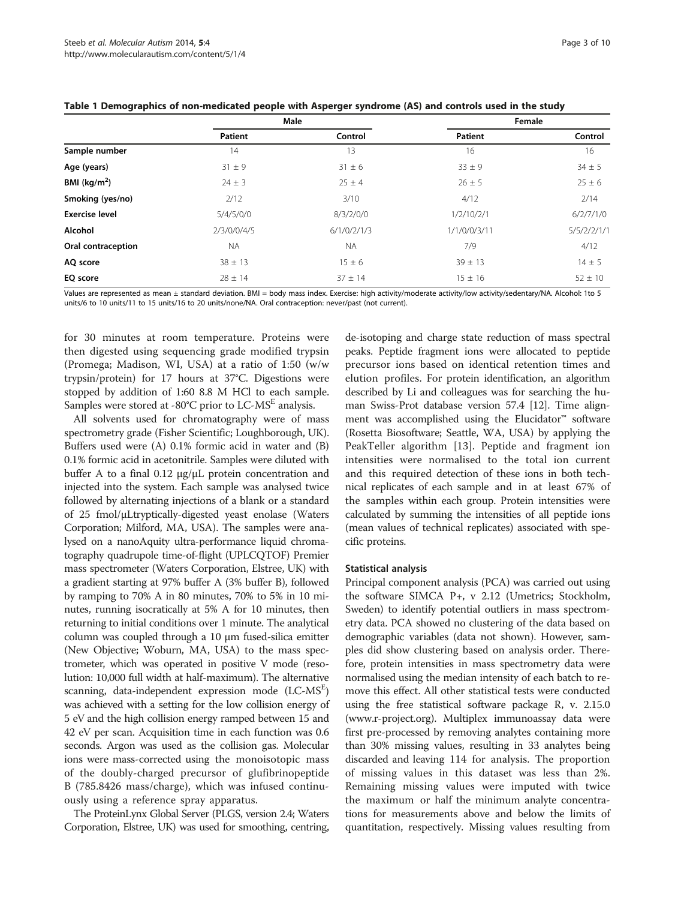**Table 1 Demographics of non-medicated people with Asperger syndrome (AS) and controls used in the study**

| | Male | | Female | |
|---|---|---|---|---|
| | Patient | Control | Patient | Control |
| **Sample number** | 14 | 13 | 16 | 16 |
| **Age (years)** | 31 ± 9 | 31 ± 6 | 33 ± 9 | 34 ± 5 |
| **BMI (kg/m$^2$)** | 24 ± 3 | 25 ± 4 | 26 ± 5 | 25 ± 6 |
| **Smoking (yes/no)** | 2/12 | 3/10 | 4/12 | 2/14 |
| **Exercise level** | 5/4/5/0/0 | 8/3/2/0/0 | 1/2/10/2/1 | 6/2/7/1/0 |
| **Alcohol** | 2/3/0/0/4/5 | 6/1/0/2/1/3 | 1/1/0/0/3/11 | 5/5/2/2/1/1 |
| **Oral contraception** | NA | NA | 7/9 | 4/12 |
| **AQ score** | 38 ± 13 | 15 ± 6 | 39 ± 13 | 14 ± 5 |
| **EQ score** | 28 ± 14 | 37 ± 14 | 15 ± 16 | 52 ± 10 |

Values are represented as mean ± standard deviation. BMI = body mass index. Exercise: high activity/moderate activity/low activity/sedentary/NA. Alcohol: 1to 5 units/6 to 10 units/11 to 15 units/16 to 20 units/none/NA. Oral contraception: never/past (not current).

for 30 minutes at room temperature. Proteins were then digested using sequencing grade modified trypsin (Promega; Madison, WI, USA) at a ratio of 1:50 (w/w trypsin/protein) for 17 hours at 37°C. Digestions were stopped by addition of 1:60 8.8 M HCl to each sample. Samples were stored at -80°C prior to LC-MS$^E$ analysis.

All solvents used for chromatography were of mass spectrometry grade (Fisher Scientific; Loughborough, UK). Buffers used were (A) 0.1% formic acid in water and (B) 0.1% formic acid in acetonitrile. Samples were diluted with buffer A to a final 0.12 μg/μL protein concentration and injected into the system. Each sample was analysed twice followed by alternating injections of a blank or a standard of 25 fmol/μLtryptically-digested yeast enolase (Waters Corporation; Milford, MA, USA). The samples were analysed on a nanoAquity ultra-performance liquid chromatography quadrupole time-of-flight (UPLCQTOF) Premier mass spectrometer (Waters Corporation, Elstree, UK) with a gradient starting at 97% buffer A (3% buffer B), followed by ramping to 70% A in 80 minutes, 70% to 5% in 10 minutes, running isocratically at 5% A for 10 minutes, then returning to initial conditions over 1 minute. The analytical column was coupled through a 10 μm fused-silica emitter (New Objective; Woburn, MA, USA) to the mass spectrometer, which was operated in positive V mode (resolution: 10,000 full width at half-maximum). The alternative scanning, data-independent expression mode (LC-MS$^E$) was achieved with a setting for the low collision energy of 5 eV and the high collision energy ramped between 15 and 42 eV per scan. Acquisition time in each function was 0.6 seconds. Argon was used as the collision gas. Molecular ions were mass-corrected using the monoisotopic mass of the doubly-charged precursor of glufibrinopeptide B (785.8426 mass/charge), which was infused continuously using a reference spray apparatus.

The ProteinLynx Global Server (PLGS, version 2.4; Waters Corporation, Elstree, UK) was used for smoothing, centring, de-isotoping and charge state reduction of mass spectral peaks. Peptide fragment ions were allocated to peptide precursor ions based on identical retention times and elution profiles. For protein identification, an algorithm described by Li and colleagues was for searching the human Swiss-Prot database version 57.4 [12]. Time alignment was accomplished using the Elucidator™ software (Rosetta Biosoftware; Seattle, WA, USA) by applying the PeakTeller algorithm [13]. Peptide and fragment ion intensities were normalised to the total ion current and this required detection of these ions in both technical replicates of each sample and in at least 67% of the samples within each group. Protein intensities were calculated by summing the intensities of all peptide ions (mean values of technical replicates) associated with specific proteins.

#### Statistical analysis

Principal component analysis (PCA) was carried out using the software SIMCA P+, v 2.12 (Umetrics; Stockholm, Sweden) to identify potential outliers in mass spectrometry data. PCA showed no clustering of the data based on demographic variables (data not shown). However, samples did show clustering based on analysis order. Therefore, protein intensities in mass spectrometry data were normalised using the median intensity of each batch to remove this effect. All other statistical tests were conducted using the free statistical software package R, v. 2.15.0 (www.r-project.org). Multiplex immunoassay data were first pre-processed by removing analytes containing more than 30% missing values, resulting in 33 analytes being discarded and leaving 114 for analysis. The proportion of missing values in this dataset was less than 2%. Remaining missing values were imputed with twice the maximum or half the minimum analyte concentrations for measurements above and below the limits of quantitation, respectively. Missing values resulting from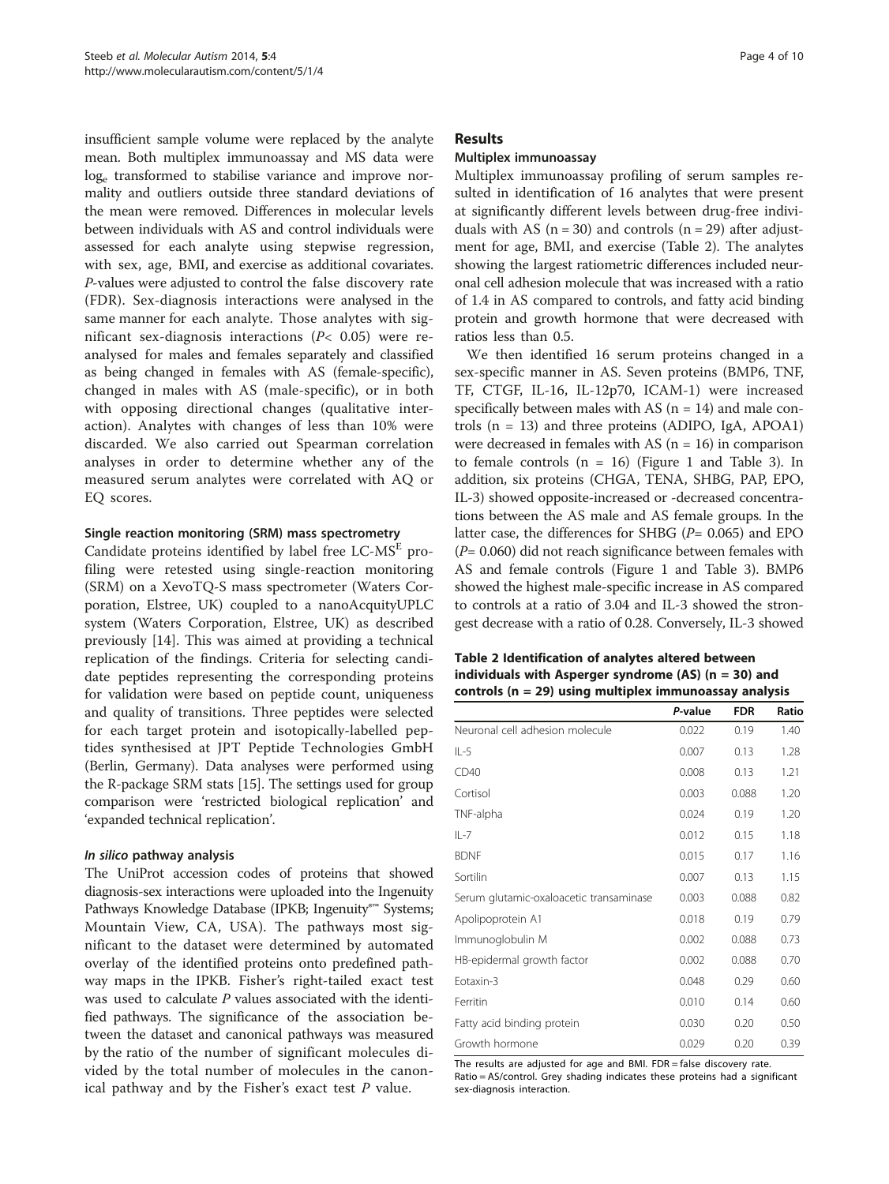insufficient sample volume were replaced by the analyte mean. Both multiplex immunoassay and MS data were $\log_e$ transformed to stabilise variance and improve normality and outliers outside three standard deviations of the mean were removed. Differences in molecular levels between individuals with AS and control individuals were assessed for each analyte using stepwise regression, with sex, age, BMI, and exercise as additional covariates. *P*-values were adjusted to control the false discovery rate (FDR). Sex-diagnosis interactions were analysed in the same manner for each analyte. Those analytes with significant sex-diagnosis interactions ($P < 0.05$) were reanalysed for males and females separately and classified as being changed in females with AS (female-specific), changed in males with AS (male-specific), or in both with opposing directional changes (qualitative interaction). Analytes with changes of less than 10% were discarded. We also carried out Spearman correlation analyses in order to determine whether any of the measured serum analytes were correlated with AQ or EQ scores.

#### Single reaction monitoring (SRM) mass spectrometry

Candidate proteins identified by label free LC-$MS^E$ profiling were retested using single-reaction monitoring (SRM) on a XevoTQ-S mass spectrometer (Waters Corporation, Elstree, UK) coupled to a nanoAcquityUPLC system (Waters Corporation, Elstree, UK) as described previously [14]. This was aimed at providing a technical replication of the findings. Criteria for selecting candidate peptides representing the corresponding proteins for validation were based on peptide count, uniqueness and quality of transitions. Three peptides were selected for each target protein and isotopically-labelled peptides synthesised at JPT Peptide Technologies GmbH (Berlin, Germany). Data analyses were performed using the R-package SRM stats [15]. The settings used for group comparison were 'restricted biological replication' and 'expanded technical replication'.

#### *In silico* pathway analysis

The UniProt accession codes of proteins that showed diagnosis-sex interactions were uploaded into the Ingenuity Pathways Knowledge Database (IPKB; Ingenuity®™ Systems; Mountain View, CA, USA). The pathways most significant to the dataset were determined by automated overlay of the identified proteins onto predefined pathway maps in the IPKB. Fisher's right-tailed exact test was used to calculate *P* values associated with the identified pathways. The significance of the association between the dataset and canonical pathways was measured by the ratio of the number of significant molecules divided by the total number of molecules in the canonical pathway and by the Fisher's exact test *P* value.

## Results

### Multiplex immunoassay

Multiplex immunoassay profiling of serum samples resulted in identification of 16 analytes that were present at significantly different levels between drug-free individuals with AS (n = 30) and controls (n = 29) after adjustment for age, BMI, and exercise (Table 2). The analytes showing the largest ratiometric differences included neuronal cell adhesion molecule that was increased with a ratio of 1.4 in AS compared to controls, and fatty acid binding protein and growth hormone that were decreased with ratios less than 0.5.

We then identified 16 serum proteins changed in a sex-specific manner in AS. Seven proteins (BMP6, TNF, TF, CTGF, IL-16, IL-12p70, ICAM-1) were increased specifically between males with AS (n = 14) and male controls (n = 13) and three proteins (ADIPO, IgA, APOA1) were decreased in females with AS (n = 16) in comparison to female controls (n = 16) (Figure 1 and Table 3). In addition, six proteins (CHGA, TENA, SHBG, PAP, EPO, IL-3) showed opposite-increased or -decreased concentrations between the AS male and AS female groups. In the latter case, the differences for SHBG ($P = 0.065$) and EPO ($P = 0.060$) did not reach significance between females with AS and female controls (Figure 1 and Table 3). BMP6 showed the highest male-specific increase in AS compared to controls at a ratio of 3.04 and IL-3 showed the strongest decrease with a ratio of 0.28. Conversely, IL-3 showed

**Table 2 Identification of analytes altered between individuals with Asperger syndrome (AS) (n = 30) and controls (n = 29) using multiplex immunoassay analysis**

| | *P*-value | FDR | Ratio |
|---|---|---|---|
| Neuronal cell adhesion molecule | 0.022 | 0.19 | 1.40 |
| IL-5 | 0.007 | 0.13 | 1.28 |
| CD40 | 0.008 | 0.13 | 1.21 |
| Cortisol | 0.003 | 0.088 | 1.20 |
| TNF-alpha | 0.024 | 0.19 | 1.20 |
| IL-7 | 0.012 | 0.15 | 1.18 |
| BDNF | 0.015 | 0.17 | 1.16 |
| Sortilin | 0.007 | 0.13 | 1.15 |
| Serum glutamic-oxaloacetic transaminase | 0.003 | 0.088 | 0.82 |
| Apolipoprotein A1 | 0.018 | 0.19 | 0.79 |
| Immunoglobulin M | 0.002 | 0.088 | 0.73 |
| HB-epidermal growth factor | 0.002 | 0.088 | 0.70 |
| Eotaxin-3 | 0.048 | 0.29 | 0.60 |
| Ferritin | 0.010 | 0.14 | 0.60 |
| Fatty acid binding protein | 0.030 | 0.20 | 0.50 |
| Growth hormone | 0.029 | 0.20 | 0.39 |

The results are adjusted for age and BMI. FDR = false discovery rate. Ratio = AS/control. Grey shading indicates these proteins had a significant sex-diagnosis interaction.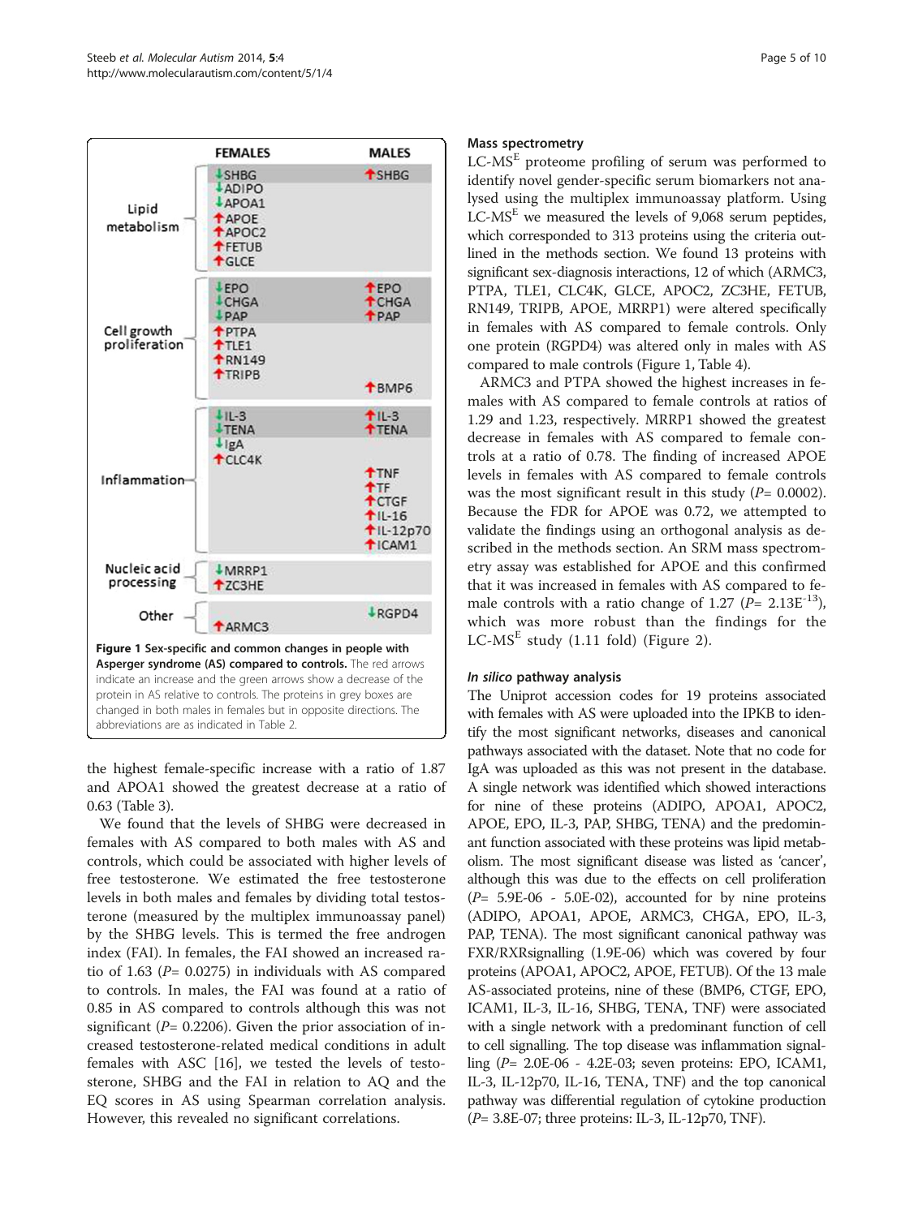| | FEMALES | MALES |
|---|---|---|
| Lipid metabolism | ↓SHBG | ↑SHBG |
| | ↓ADIPO | |
| | ↓APOA1 | |
| | ↑APOE | |
| | ↑APOC2 | |
| | ↑FETUB | |
| | ↑GLCE | |
| Cell growth proliferation | ↓EPO | ↑EPO |
| | ↓CHGA | ↑CHGA |
| | ↓PAP | ↑PAP |
| | ↑PTPA | |
| | ↑TLE1 | |
| | ↑RN149 | |
| | ↑TRIPB | |
| | | ↑BMP6 |
| Inflammation | ↓IL-3 | ↑IL-3 |
| | ↓TENA | ↑TENA |
| | ↓IgA | |
| | ↑CLC4K | |
| | | ↑TNF |
| | | ↑TF |
| | | ↑CTGF |
| | | ↑IL-16 |
| | | ↑IL-12p70 |
| | | ↑ICAM1 |
| Nucleic acid processing | ↓MRRP1 | |
| | ↑ZC3HE | |
| Other | | ↓RGPD4 |
| | ↑ARMC3 | |

**Figure 1 Sex-specific and common changes in people with Asperger syndrome (AS) compared to controls.** The red arrows indicate an increase and the green arrows show a decrease of the protein in AS relative to controls. The proteins in grey boxes are changed in both males in females but in opposite directions. The abbreviations are as indicated in Table 2.

the highest female-specific increase with a ratio of 1.87 and APOA1 showed the greatest decrease at a ratio of 0.63 (Table 3).

We found that the levels of SHBG were decreased in females with AS compared to both males with AS and controls, which could be associated with higher levels of free testosterone. We estimated the free testosterone levels in both males and females by dividing total testosterone (measured by the multiplex immunoassay panel) by the SHBG levels. This is termed the free androgen index (FAI). In females, the FAI showed an increased ratio of 1.63 ($P$= 0.0275) in individuals with AS compared to controls. In males, the FAI was found at a ratio of 0.85 in AS compared to controls although this was not significant ($P$= 0.2206). Given the prior association of increased testosterone-related medical conditions in adult females with ASC [16], we tested the levels of testosterone, SHBG and the FAI in relation to AQ and the EQ scores in AS using Spearman correlation analysis. However, this revealed no significant correlations.

### Mass spectrometry

LC-MS$^E$ proteome profiling of serum was performed to identify novel gender-specific serum biomarkers not analysed using the multiplex immunoassay platform. Using LC-MS$^E$ we measured the levels of 9,068 serum peptides, which corresponded to 313 proteins using the criteria outlined in the methods section. We found 13 proteins with significant sex-diagnosis interactions, 12 of which (ARMC3, PTPA, TLE1, CLC4K, GLCE, APOC2, ZC3HE, FETUB, RN149, TRIPB, APOE, MRRP1) were altered specifically in females with AS compared to female controls. Only one protein (RGPD4) was altered only in males with AS compared to male controls (Figure 1, Table 4).

ARMC3 and PTPA showed the highest increases in females with AS compared to female controls at ratios of 1.29 and 1.23, respectively. MRRP1 showed the greatest decrease in females with AS compared to female controls at a ratio of 0.78. The finding of increased APOE levels in females with AS compared to female controls was the most significant result in this study ($P$= 0.0002). Because the FDR for APOE was 0.72, we attempted to validate the findings using an orthogonal analysis as described in the methods section. An SRM mass spectrometry assay was established for APOE and this confirmed that it was increased in females with AS compared to female controls with a ratio change of 1.27 ($P$= 2.13E$^{-13}$), which was more robust than the findings for the LC-MS$^E$ study (1.11 fold) (Figure 2).

### *In silico* pathway analysis

The Uniprot accession codes for 19 proteins associated with females with AS were uploaded into the IPKB to identify the most significant networks, diseases and canonical pathways associated with the dataset. Note that no code for IgA was uploaded as this was not present in the database. A single network was identified which showed interactions for nine of these proteins (ADIPO, APOA1, APOC2, APOE, EPO, IL-3, PAP, SHBG, TENA) and the predominant function associated with these proteins was lipid metabolism. The most significant disease was listed as 'cancer', although this was due to the effects on cell proliferation ($P$= 5.9E-06 - 5.0E-02), accounted for by nine proteins (ADIPO, APOA1, APOE, ARMC3, CHGA, EPO, IL-3, PAP, TENA). The most significant canonical pathway was FXR/RXRsignalling (1.9E-06) which was covered by four proteins (APOA1, APOC2, APOE, FETUB). Of the 13 male AS-associated proteins, nine of these (BMP6, CTGF, EPO, ICAM1, IL-3, IL-16, SHBG, TENA, TNF) were associated with a single network with a predominant function of cell to cell signalling. The top disease was inflammation signalling ($P$= 2.0E-06 - 4.2E-03; seven proteins: EPO, ICAM1, IL-3, IL-12p70, IL-16, TENA, TNF) and the top canonical pathway was differential regulation of cytokine production ($P$= 3.8E-07; three proteins: IL-3, IL-12p70, TNF).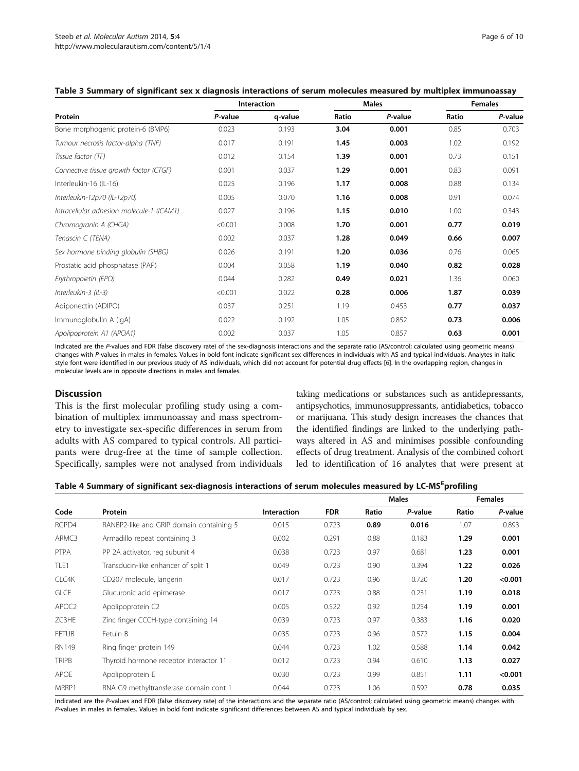**Table 3 Summary of significant sex x diagnosis interactions of serum molecules measured by multiplex immunoassay**

| Protein | Interaction | | Males | | Females | |
|---|---|---|---|---|---|---|
| | *P*-value | q-value | Ratio | *P*-value | Ratio | *P*-value |
| Bone morphogenic protein-6 (BMP6) | 0.023 | 0.193 | **3.04** | **0.001** | 0.85 | 0.703 |
| *Tumour necrosis factor-alpha (TNF)* | 0.017 | 0.191 | **1.45** | **0.003** | 1.02 | 0.192 |
| *Tissue factor (TF)* | 0.012 | 0.154 | **1.39** | **0.001** | 0.73 | 0.151 |
| *Connective tissue growth factor (CTGF)* | 0.001 | 0.037 | **1.29** | **0.001** | 0.83 | 0.091 |
| *Interleukin-16 (IL-16)* | 0.025 | 0.196 | **1.17** | **0.008** | 0.88 | 0.134 |
| *Interleukin-12p70 (IL-12p70)* | 0.005 | 0.070 | **1.16** | **0.008** | 0.91 | 0.074 |
| *Intracellular adhesion molecule-1 (ICAM1)* | 0.027 | 0.196 | **1.15** | **0.010** | 1.00 | 0.343 |
| *Chromogranin A (CHGA)* | <0.001 | 0.008 | **1.70** | **0.001** | **0.77** | **0.019** |
| *Tenascin C (TENA)* | 0.002 | 0.037 | **1.28** | **0.049** | **0.66** | **0.007** |
| *Sex hormone binding globulin (SHBG)* | 0.026 | 0.191 | **1.20** | **0.036** | 0.76 | 0.065 |
| Prostatic acid phosphatase (PAP) | 0.004 | 0.058 | **1.19** | **0.040** | **0.82** | **0.028** |
| *Erythropoietin (EPO)* | 0.044 | 0.282 | **0.49** | **0.021** | 1.36 | 0.060 |
| *Interleukin-3 (IL-3)* | <0.001 | 0.022 | **0.28** | **0.006** | **1.87** | **0.039** |
| Adiponectin (ADIPO) | 0.037 | 0.251 | 1.19 | 0.453 | **0.77** | **0.037** |
| Immunoglobulin A (IgA) | 0.022 | 0.192 | 1.05 | 0.852 | **0.73** | **0.006** |
| Apolipoprotein A1 (APOA1) | 0.002 | 0.037 | 1.05 | 0.857 | **0.63** | **0.001** |

Indicated are the *P*-values and FDR (false discovery rate) of the sex-diagnosis interactions and the separate ratio (AS/control; calculated using geometric means) changes with *P*-values in males in females. Values in bold font indicate significant sex differences in individuals with AS and typical individuals. Analytes in italic style font were identified in our previous study of AS individuals, which did not account for potential drug effects [6]. In the overlapping region, changes in molecular levels are in opposite directions in males and females.

## Discussion

This is the first molecular profiling study using a combination of multiplex immunoassay and mass spectrometry to investigate sex-specific differences in serum from adults with AS compared to typical controls. All participants were drug-free at the time of sample collection. Specifically, samples were not analysed from individuals taking medications or substances such as antidepressants, antipsychotics, immunosuppressants, antidiabetics, tobacco or marijuana. This study design increases the chances that the identified findings are linked to the underlying pathways altered in AS and minimises possible confounding effects of drug treatment. Analysis of the combined cohort led to identification of 16 analytes that were present at

**Table 4 Summary of significant sex-diagnosis interactions of serum molecules measured by LC-MS$^E$profiling**

| Code | Protein | Interaction | FDR | Males | | Females | |
|---|---|---|---|---|---|---|---|
| | | | | Ratio | *P*-value | Ratio | *P*-value |
| RGPD4 | RANBP2-like and GRIP domain containing 5 | 0.015 | 0.723 | **0.89** | **0.016** | 1.07 | 0.893 |
| ARMC3 | Armadillo repeat containing 3 | 0.002 | 0.291 | 0.88 | 0.183 | **1.29** | **0.001** |
| PTPA | PP 2A activator, reg subunit 4 | 0.038 | 0.723 | 0.97 | 0.681 | **1.23** | **0.001** |
| TLE1 | Transducin-like enhancer of split 1 | 0.049 | 0.723 | 0.90 | 0.394 | **1.22** | **0.026** |
| CLC4K | CD207 molecule, langerin | 0.017 | 0.723 | 0.96 | 0.720 | **1.20** | **<0.001** |
| GLCE | Glucuronic acid epimerase | 0.017 | 0.723 | 0.88 | 0.231 | **1.19** | **0.018** |
| APOC2 | Apolipoprotein C2 | 0.005 | 0.522 | 0.92 | 0.254 | **1.19** | **0.001** |
| ZC3HE | Zinc finger CCCH-type containing 14 | 0.039 | 0.723 | 0.97 | 0.383 | **1.16** | **0.020** |
| FETUB | Fetuin B | 0.035 | 0.723 | 0.96 | 0.572 | **1.15** | **0.004** |
| RN149 | Ring finger protein 149 | 0.044 | 0.723 | 1.02 | 0.588 | **1.14** | **0.042** |
| TRIPB | Thyroid hormone receptor interactor 11 | 0.012 | 0.723 | 0.94 | 0.610 | **1.13** | **0.027** |
| APOE | Apolipoprotein E | 0.030 | 0.723 | 0.99 | 0.851 | **1.11** | **<0.001** |
| MRRP1 | RNA G9 methyltransferase domain cont 1 | 0.044 | 0.723 | 1.06 | 0.592 | **0.78** | **0.035** |

Indicated are the *P*-values and FDR (false discovery rate) of the interactions and the separate ratio (AS/control; calculated using geometric means) changes with *P*-values in males in females. Values in bold font indicate significant differences between AS and typical individuals by sex.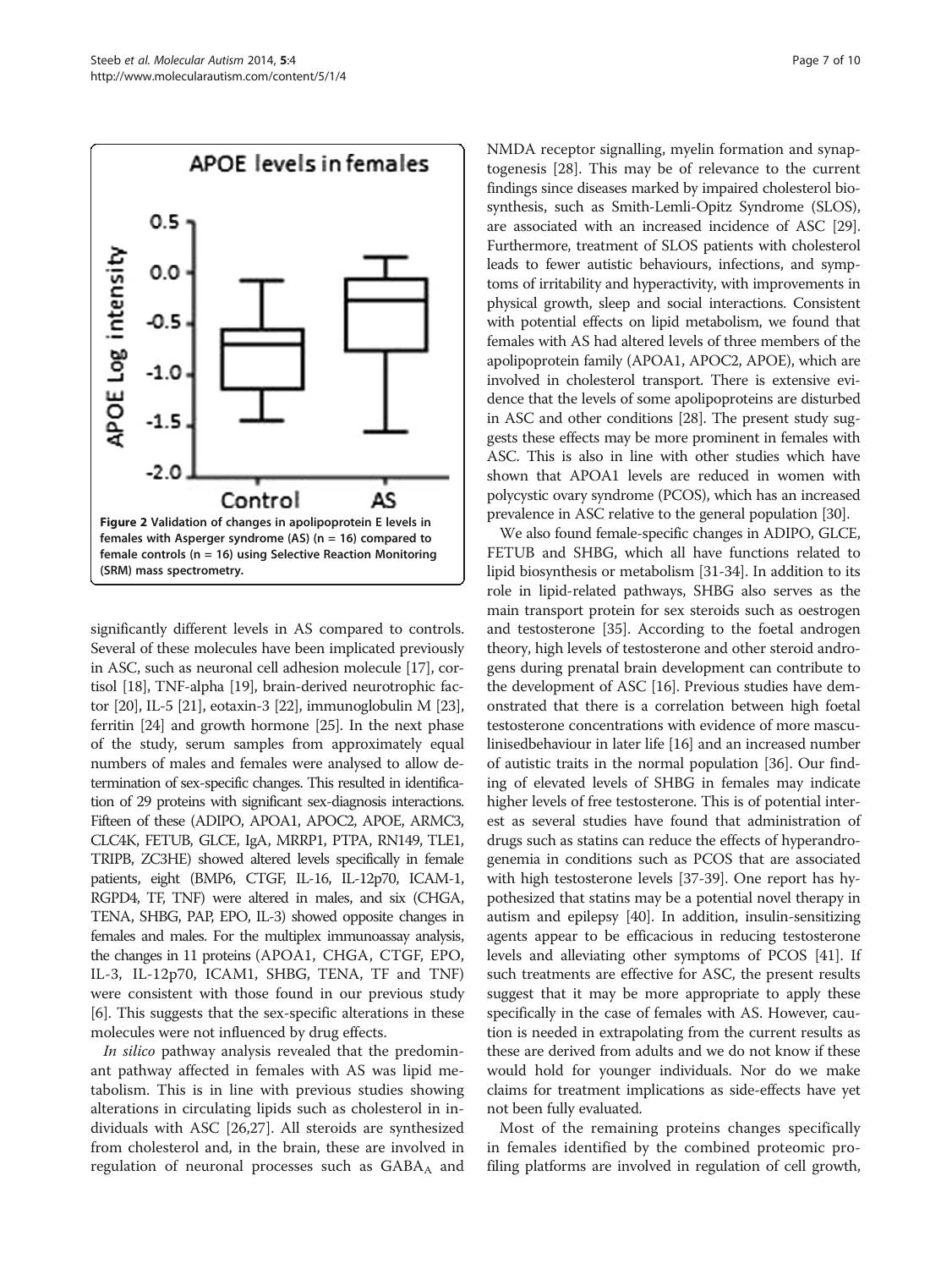Figure 2 Validation of changes in apolipoprotein E levels in females with Asperger syndrome (AS) (n = 16) compared to female controls (n = 16) using Selective Reaction Monitoring (SRM) mass spectrometry.

significantly different levels in AS compared to controls. Several of these molecules have been implicated previously in ASC, such as neuronal cell adhesion molecule [17], cortisol [18], TNF-alpha [19], brain-derived neurotrophic factor [20], IL-5 [21], eotaxin-3 [22], immunoglobulin M [23], ferritin [24] and growth hormone [25]. In the next phase of the study, serum samples from approximately equal numbers of males and females were analysed to allow determination of sex-specific changes. This resulted in identification of 29 proteins with significant sex-diagnosis interactions. Fifteen of these (ADIPO, APOA1, APOC2, APOE, ARMC3, CLC4K, FETUB, GLCE, IgA, MRRP1, PTPA, RN149, TLE1, TRIPB, ZC3HE) showed altered levels specifically in female patients, eight (BMP6, CTGF, IL-16, IL-12p70, ICAM-1, RGPD4, TF, TNF) were altered in males, and six (CHGA, TENA, SHBG, PAP, EPO, IL-3) showed opposite changes in females and males. For the multiplex immunoassay analysis, the changes in 11 proteins (APOA1, CHGA, CTGF, EPO, IL-3, IL-12p70, ICAM1, SHBG, TENA, TF and TNF) were consistent with those found in our previous study [6]. This suggests that the sex-specific alterations in these molecules were not influenced by drug effects.

*In silico* pathway analysis revealed that the predominant pathway affected in females with AS was lipid metabolism. This is in line with previous studies showing alterations in circulating lipids such as cholesterol in individuals with ASC [26,27]. All steroids are synthesized from cholesterol and, in the brain, these are involved in regulation of neuronal processes such as $GABA_A$ and NMDA receptor signalling, myelin formation and synaptogenesis [28]. This may be of relevance to the current findings since diseases marked by impaired cholesterol biosynthesis, such as Smith-Lemli-Opitz Syndrome (SLOS), are associated with an increased incidence of ASC [29]. Furthermore, treatment of SLOS patients with cholesterol leads to fewer autistic behaviours, infections, and symptoms of irritability and hyperactivity, with improvements in physical growth, sleep and social interactions. Consistent with potential effects on lipid metabolism, we found that females with AS had altered levels of three members of the apolipoprotein family (APOA1, APOC2, APOE), which are involved in cholesterol transport. There is extensive evidence that the levels of some apolipoproteins are disturbed in ASC and other conditions [28]. The present study suggests these effects may be more prominent in females with ASC. This is also in line with other studies which have shown that APOA1 levels are reduced in women with polycystic ovary syndrome (PCOS), which has an increased prevalence in ASC relative to the general population [30].

We also found female-specific changes in ADIPO, GLCE, FETUB and SHBG, which all have functions related to lipid biosynthesis or metabolism [31-34]. In addition to its role in lipid-related pathways, SHBG also serves as the main transport protein for sex steroids such as oestrogen and testosterone [35]. According to the foetal androgen theory, high levels of testosterone and other steroid androgens during prenatal brain development can contribute to the development of ASC [16]. Previous studies have demonstrated that there is a correlation between high foetal testosterone concentrations with evidence of more masculinisedbehaviour in later life [16] and an increased number of autistic traits in the normal population [36]. Our finding of elevated levels of SHBG in females may indicate higher levels of free testosterone. This is of potential interest as several studies have found that administration of drugs such as statins can reduce the effects of hyperandrogenemia in conditions such as PCOS that are associated with high testosterone levels [37-39]. One report has hypothesized that statins may be a potential novel therapy in autism and epilepsy [40]. In addition, insulin-sensitizing agents appear to be efficacious in reducing testosterone levels and alleviating other symptoms of PCOS [41]. If such treatments are effective for ASC, the present results suggest that it may be more appropriate to apply these specifically in the case of females with AS. However, caution is needed in extrapolating from the current results as these are derived from adults and we do not know if these would hold for younger individuals. Nor do we make claims for treatment implications as side-effects have yet not been fully evaluated.

Most of the remaining proteins changes specifically in females identified by the combined proteomic profiling platforms are involved in regulation of cell growth,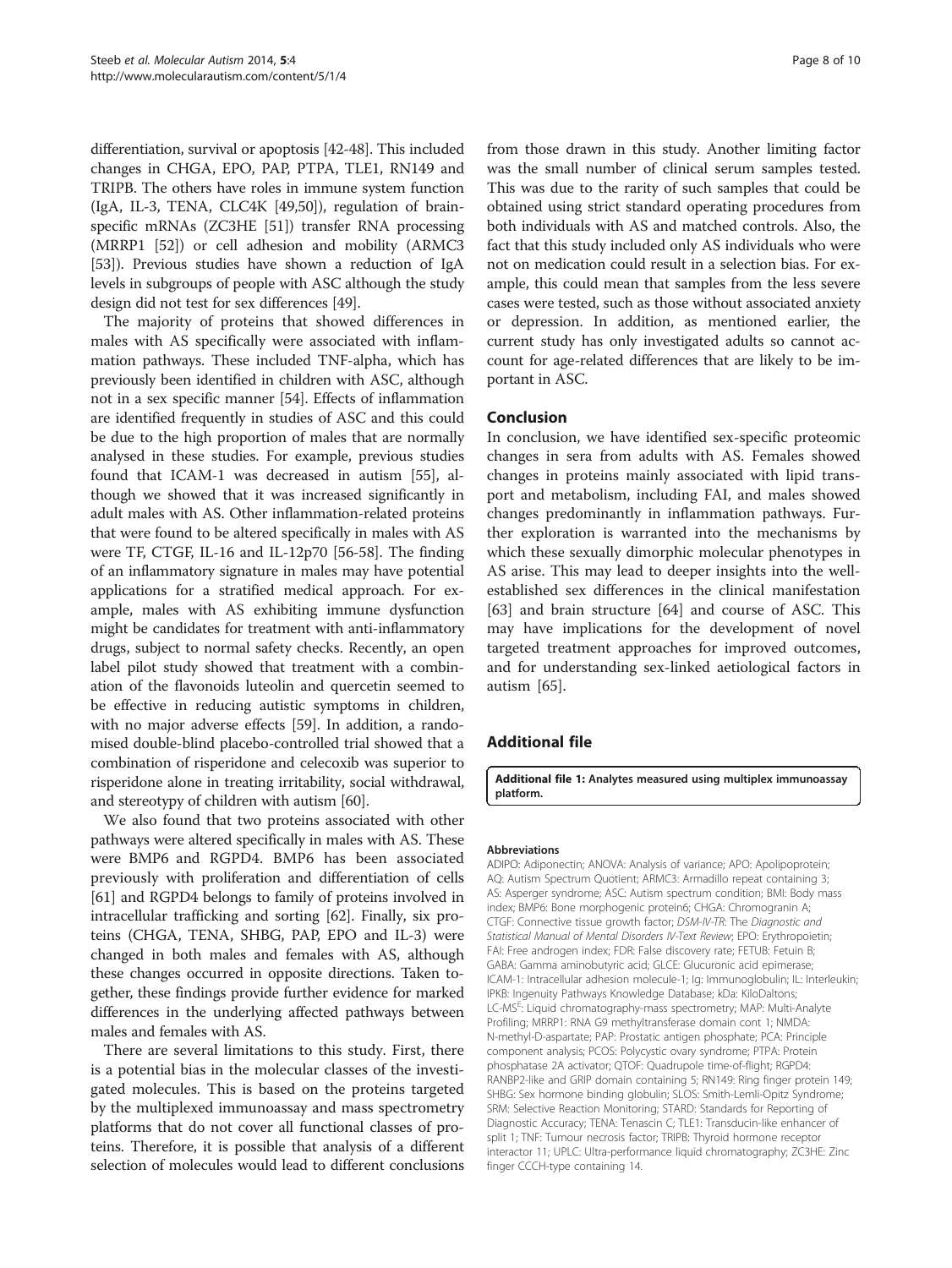differentiation, survival or apoptosis [42-48]. This included changes in CHGA, EPO, PAP, PTPA, TLE1, RN149 and TRIPB. The others have roles in immune system function (IgA, IL-3, TENA, CLC4K [49,50]), regulation of brain-specific mRNAs (ZC3HE [51]) transfer RNA processing (MRRP1 [52]) or cell adhesion and mobility (ARMC3 [53]). Previous studies have shown a reduction of IgA levels in subgroups of people with ASC although the study design did not test for sex differences [49].

The majority of proteins that showed differences in males with AS specifically were associated with inflammation pathways. These included TNF-alpha, which has previously been identified in children with ASC, although not in a sex specific manner [54]. Effects of inflammation are identified frequently in studies of ASC and this could be due to the high proportion of males that are normally analysed in these studies. For example, previous studies found that ICAM-1 was decreased in autism [55], although we showed that it was increased significantly in adult males with AS. Other inflammation-related proteins that were found to be altered specifically in males with AS were TF, CTGF, IL-16 and IL-12p70 [56-58]. The finding of an inflammatory signature in males may have potential applications for a stratified medical approach. For example, males with AS exhibiting immune dysfunction might be candidates for treatment with anti-inflammatory drugs, subject to normal safety checks. Recently, an open label pilot study showed that treatment with a combination of the flavonoids luteolin and quercetin seemed to be effective in reducing autistic symptoms in children, with no major adverse effects [59]. In addition, a randomised double-blind placebo-controlled trial showed that a combination of risperidone and celecoxib was superior to risperidone alone in treating irritability, social withdrawal, and stereotypy of children with autism [60].

We also found that two proteins associated with other pathways were altered specifically in males with AS. These were BMP6 and RGPD4. BMP6 has been associated previously with proliferation and differentiation of cells [61] and RGPD4 belongs to family of proteins involved in intracellular trafficking and sorting [62]. Finally, six proteins (CHGA, TENA, SHBG, PAP, EPO and IL-3) were changed in both males and females with AS, although these changes occurred in opposite directions. Taken together, these findings provide further evidence for marked differences in the underlying affected pathways between males and females with AS.

There are several limitations to this study. First, there is a potential bias in the molecular classes of the investigated molecules. This is based on the proteins targeted by the multiplexed immunoassay and mass spectrometry platforms that do not cover all functional classes of proteins. Therefore, it is possible that analysis of a different selection of molecules would lead to different conclusions from those drawn in this study. Another limiting factor was the small number of clinical serum samples tested. This was due to the rarity of such samples that could be obtained using strict standard operating procedures from both individuals with AS and matched controls. Also, the fact that this study included only AS individuals who were not on medication could result in a selection bias. For example, this could mean that samples from the less severe cases were tested, such as those without associated anxiety or depression. In addition, as mentioned earlier, the current study has only investigated adults so cannot account for age-related differences that are likely to be important in ASC.

## Conclusion

In conclusion, we have identified sex-specific proteomic changes in sera from adults with AS. Females showed changes in proteins mainly associated with lipid transport and metabolism, including FAI, and males showed changes predominantly in inflammation pathways. Further exploration is warranted into the mechanisms by which these sexually dimorphic molecular phenotypes in AS arise. This may lead to deeper insights into the well-established sex differences in the clinical manifestation [63] and brain structure [64] and course of ASC. This may have implications for the development of novel targeted treatment approaches for improved outcomes, and for understanding sex-linked aetiological factors in autism [65].

## Additional file

**Additional file 1: Analytes measured using multiplex immunoassay platform.**

#### Abbreviations

ADIPO: Adiponectin; ANOVA: Analysis of variance; APO: Apolipoprotein; AQ: Autism Spectrum Quotient; ARMC3: Armadillo repeat containing 3; AS: Asperger syndrome; ASC: Autism spectrum condition; BMI: Body mass index; BMP6: Bone morphogenic protein6; CHGA: Chromogranin A; CTGF: Connective tissue growth factor; DSM-IV-TR: The *Diagnostic and Statistical Manual of Mental Disorders IV-Text Review*; EPO: Erythropoietin; FAI: Free androgen index; FDR: False discovery rate; FETUB: Fetuin B; GABA: Gamma aminobutyric acid; GLCE: Glucuronic acid epimerase; ICAM-1: Intracellular adhesion molecule-1; Ig: Immunoglobulin; IL: Interleukin; IPKB: Ingenuity Pathways Knowledge Database; kDa: KiloDaltons; LC-MS[E]: Liquid chromatography-mass spectrometry; MAP: Multi-Analyte Profiling; MRRP1: RNA G9 methyltransferase domain cont 1; NMDA: N-methyl-D-aspartate; PAP: Prostatic antigen phosphate; PCA: Principle component analysis; PCOS: Polycystic ovary syndrome; PTPA: Protein phosphatase 2A activator; QTOF: Quadrupole time-of-flight; RGPD4: RANBP2-like and GRIP domain containing 5; RN149: Ring finger protein 149; SHBG: Sex hormone binding globulin; SLOS: Smith-Lemli-Opitz Syndrome; SRM: Selective Reaction Monitoring; STARD: Standards for Reporting of Diagnostic Accuracy; TENA: Tenascin C; TLE1: Transducin-like enhancer of split 1; TNF: Tumour necrosis factor; TRIPB: Thyroid hormone receptor interactor 11; UPLC: Ultra-performance liquid chromatography; ZC3HE: Zinc finger CCCH-type containing 14.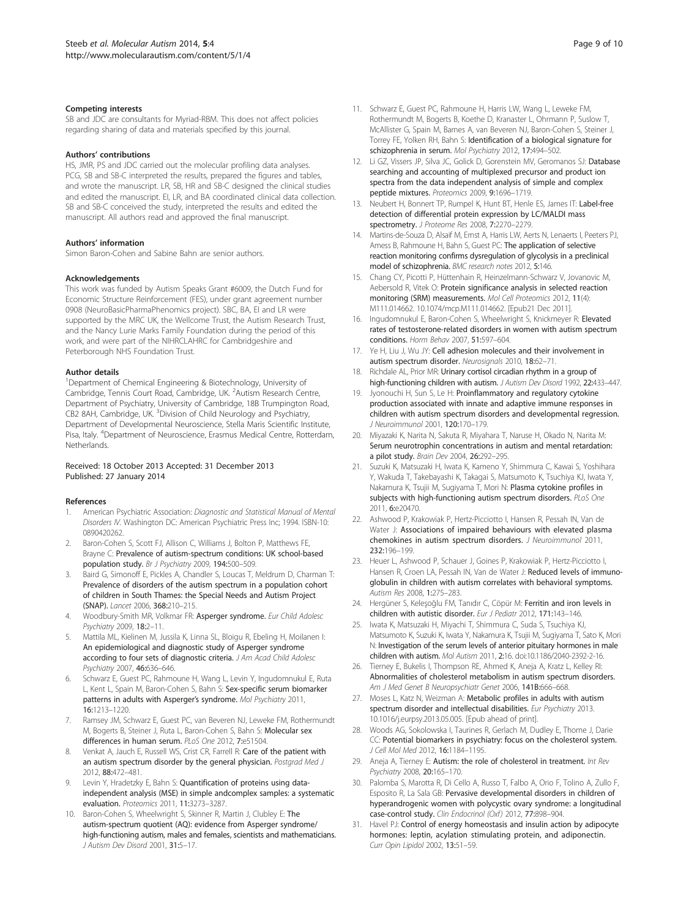### Competing interests

SB and JDC are consultants for Myriad-RBM. This does not affect policies regarding sharing of data and materials specified by this journal.

### Authors' contributions

HS, JMR, PS and JDC carried out the molecular profiling data analyses. PCG, SB and SB-C interpreted the results, prepared the figures and tables, and wrote the manuscript. LR, SB, HR and SB-C designed the clinical studies and edited the manuscript. EI, LR, and BA coordinated clinical data collection. SB and SB-C conceived the study, interpreted the results and edited the manuscript. All authors read and approved the final manuscript.

### Authors' information

Simon Baron-Cohen and Sabine Bahn are senior authors.

### Acknowledgements

This work was funded by Autism Speaks Grant #6009, the Dutch Fund for Economic Structure Reinforcement (FES), under grant agreement number 0908 (NeuroBasicPharmaPhenomics project). SBC, BA, EI and LR were supported by the MRC UK, the Wellcome Trust, the Autism Research Trust, and the Nancy Lurie Marks Family Foundation during the period of this work, and were part of the NIHRCLAHRC for Cambridgeshire and Peterborough NHS Foundation Trust.

### Author details

[1]Department of Chemical Engineering & Biotechnology, University of Cambridge, Tennis Court Road, Cambridge, UK. [2]Autism Research Centre, Department of Psychiatry, University of Cambridge, 18B Trumpington Road, CB2 8AH, Cambridge, UK. [3]Division of Child Neurology and Psychiatry, Department of Developmental Neuroscience, Stella Maris Scientific Institute, Pisa, Italy. [4]Department of Neuroscience, Erasmus Medical Centre, Rotterdam, Netherlands.

Received: 18 October 2013 Accepted: 31 December 2013
Published: 27 January 2014

### References

1. American Psychiatric Association: *Diagnostic and Statistical Manual of Mental Disorders IV*. Washington DC: American Psychiatric Press Inc; 1994. ISBN-10: 0890420262.
2. Baron-Cohen S, Scott FJ, Allison C, Williams J, Bolton P, Matthews FE, Brayne C: **Prevalence of autism-spectrum conditions: UK school-based population study.** *Br J Psychiatry* 2009, **194:**500–509.
3. Baird G, Simonoff E, Pickles A, Chandler S, Loucas T, Meldrum D, Charman T: **Prevalence of disorders of the autism spectrum in a population cohort of children in South Thames: the Special Needs and Autism Project (SNAP).** *Lancet* 2006, **368:**210–215.
4. Woodbury-Smith MR, Volkmar FR: **Asperger syndrome.** *Eur Child Adolesc Psychiatry* 2009, **18:**2–11.
5. Mattila ML, Kielinen M, Jussila K, Linna SL, Bloigu R, Ebeling H, Moilanen I: **An epidemiological and diagnostic study of Asperger syndrome according to four sets of diagnostic criteria.** *J Am Acad Child Adolesc Psychiatry* 2007, **46:**636–646.
6. Schwarz E, Guest PC, Rahmoune H, Wang L, Levin Y, Ingudomnukul E, Ruta L, Kent L, Spain M, Baron-Cohen S, Bahn S: **Sex-specific serum biomarker patterns in adults with Asperger's syndrome.** *Mol Psychiatry* 2011, **16:**1213–1220.
7. Ramsey JM, Schwarz E, Guest PC, van Beveren NJ, Leweke FM, Rothermundt M, Bogerts B, Steiner J, Ruta L, Baron-Cohen S, Bahn S: **Molecular sex differences in human serum.** *PLoS One* 2012, **7:**e51504.
8. Venkat A, Jauch E, Russell WS, Crist CR, Farrell R: **Care of the patient with an autism spectrum disorder by the general physician.** *Postgrad Med J* 2012, **88:**472–481.
9. Levin Y, Hradetzky E, Bahn S: **Quantification of proteins using data-independent analysis (MSE) in simple andcomplex samples: a systematic evaluation.** *Proteomics* 2011, **11:**3273–3287.
10. Baron-Cohen S, Wheelwright S, Skinner R, Martin J, Clubley E: **The autism-spectrum quotient (AQ): evidence from Asperger syndrome/high-functioning autism, males and females, scientists and mathematicians.** *J Autism Dev Disord* 2001, **31:**5–17.
11. Schwarz E, Guest PC, Rahmoune H, Harris LW, Wang L, Leweke FM, Rothermundt M, Bogerts B, Koethe D, Kranaster L, Ohrmann P, Suslow T, McAllister G, Spain M, Barnes A, van Beveren NJ, Baron-Cohen S, Steiner J, Torrey FE, Yolken RH, Bahn S: **Identification of a biological signature for schizophrenia in serum.** *Mol Psychiatry* 2012, **17:**494–502.
12. Li GZ, Vissers JP, Silva JC, Golick D, Gorenstein MV, Geromanos SJ: **Database searching and accounting of multiplexed precursor and product ion spectra from the data independent analysis of simple and complex peptide mixtures.** *Proteomics* 2009, **9:**1696–1719.
13. Neubert H, Bonnert TP, Rumpel K, Hunt BT, Henle ES, James IT: **Label-free detection of differential protein expression by LC/MALDI mass spectrometry.** *J Proteome Res* 2008, **7:**2270–2279.
14. Martins-de-Souza D, Alsaif M, Ernst A, Harris LW, Aerts N, Lenaerts I, Peeters PJ, Amess B, Rahmoune H, Bahn S, Guest PC: **The application of selective reaction monitoring confirms dysregulation of glycolysis in a preclinical model of schizophrenia.** *BMC research notes* 2012, **5:**146.
15. Chang CY, Picotti P, Hüttenhain R, Heinzelmann-Schwarz V, Jovanovic M, Aebersold R, Vitek O: **Protein significance analysis in selected reaction monitoring (SRM) measurements.** *Mol Cell Proteomics* 2012, **11**(4): M111.014662. 10.1074/mcp.M111.014662. [Epub21 Dec 2011].
16. Ingudomnukul E, Baron-Cohen S, Wheelwright S, Knickmeyer R: **Elevated rates of testosterone-related disorders in women with autism spectrum conditions.** *Horm Behav* 2007, **51:**597–604.
17. Ye H, Liu J, Wu JY: **Cell adhesion molecules and their involvement in autism spectrum disorder.** *Neurosignals* 2010, **18:**62–71.
18. Richdale AL, Prior MR: **Urinary cortisol circadian rhythm in a group of high-functioning children with autism.** *J Autism Dev Disord* 1992, **22:**433–447.
19. Jyonouchi H, Sun S, Le H: **Proinflammatory and regulatory cytokine production associated with innate and adaptive immune responses in children with autism spectrum disorders and developmental regression.** *J Neuroimmunol* 2001, **120:**170–179.
20. Miyazaki K, Narita N, Sakuta R, Miyahara T, Naruse H, Okado N, Narita M: **Serum neurotrophin concentrations in autism and mental retardation: a pilot study.** *Brain Dev* 2004, **26:**292–295.
21. Suzuki K, Matsuzaki H, Iwata K, Kameno Y, Shimmura C, Kawai S, Yoshihara Y, Wakuda T, Takebayashi K, Takagai S, Matsumoto K, Tsuchiya KJ, Iwata Y, Nakamura K, Tsujii M, Sugiyama T, Mori N: **Plasma cytokine profiles in subjects with high-functioning autism spectrum disorders.** *PLoS One* 2011, **6:**e20470.
22. Ashwood P, Krakowiak P, Hertz-Picciotto I, Hansen R, Pessah IN, Van de Water J: **Associations of impaired behaviours with elevated plasma chemokines in autism spectrum disorders.** *J Neuroimmunol* 2011, **232:**196–199.
23. Heuer L, Ashwood P, Schauer J, Goines P, Krakowiak P, Hertz-Picciotto I, Hansen R, Croen LA, Pessah IN, Van de Water J: **Reduced levels of immunoglobulin in children with autism correlates with behavioral symptoms.** *Autism Res* 2008, **1:**275–283.
24. Hergüner S, Keleşoğlu FM, Tanıdır C, Cöpür M: **Ferritin and iron levels in children with autistic disorder.** *Eur J Pediatr* 2012, **171:**143–146.
25. Iwata K, Matsuzaki H, Miyachi T, Shimmura C, Suda S, Tsuchiya KJ, Matsumoto K, Suzuki K, Iwata Y, Nakamura K, Tsujii M, Sugiyama T, Sato K, Mori N: **Investigation of the serum levels of anterior pituitary hormones in male children with autism.** *Mol Autism* 2011, **2:**16. doi:10.1186/2040-2392-2-16.
26. Tierney E, Bukelis I, Thompson RE, Ahmed K, Aneja A, Kratz L, Kelley RI: **Abnormalities of cholesterol metabolism in autism spectrum disorders.** *Am J Med Genet B Neuropsychiatr Genet* 2006, **141B:**666–668.
27. Moses L, Katz N, Weizman A: **Metabolic profiles in adults with autism spectrum disorder and intellectual disabilities.** *Eur Psychiatry* 2013. 10.1016/j.eurpsy.2013.05.005. [Epub ahead of print].
28. Woods AG, Sokolowska I, Taurines R, Gerlach M, Dudley E, Thome J, Darie CC: **Potential biomarkers in psychiatry: focus on the cholesterol system.** *J Cell Mol Med* 2012, **16:**1184–1195.
29. Aneja A, Tierney E: **Autism: the role of cholesterol in treatment.** *Int Rev Psychiatry* 2008, **20:**165–170.
30. Palomba S, Marotta R, Di Cello A, Russo T, Falbo A, Orio F, Tolino A, Zullo F, Esposito R, La Sala GB: **Pervasive developmental disorders in children of hyperandrogenic women with polycystic ovary syndrome: a longitudinal case-control study.** *Clin Endocrinol (Oxf)* 2012, **77:**898–904.
31. Havel PJ: **Control of energy homeostasis and insulin action by adipocyte hormones: leptin, acylation stimulating protein, and adiponectin.** *Curr Opin Lipidol* 2002, **13:**51–59.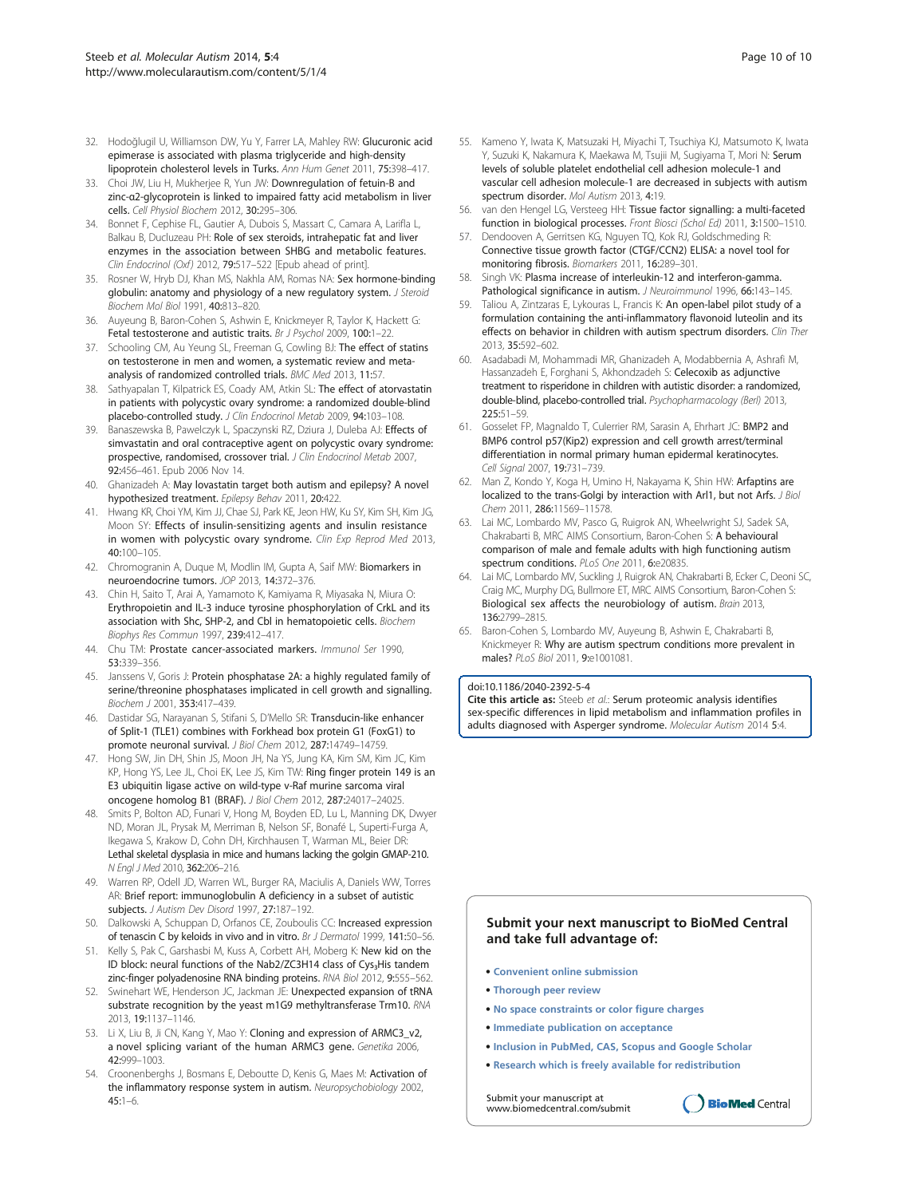32. Hodoğlugil U, Williamson DW, Yu Y, Farrer LA, Mahley RW: **Glucuronic acid epimerase is associated with plasma triglyceride and high-density lipoprotein cholesterol levels in Turks.** *Ann Hum Genet* 2011, **75:**398–417.
33. Choi JW, Liu H, Mukherjee R, Yun JW: **Downregulation of fetuin-B and zinc-α2-glycoprotein is linked to impaired fatty acid metabolism in liver cells.** *Cell Physiol Biochem* 2012, **30:**295–306.
34. Bonnet F, Cephise FL, Gautier A, Dubois S, Massart C, Camara A, Larifla L, Balkau B, Ducluzeau PH: **Role of sex steroids, intrahepatic fat and liver enzymes in the association between SHBG and metabolic features.** *Clin Endocrinol (Oxf)* 2012, **79:**517–522 [Epub ahead of print].
35. Rosner W, Hryb DJ, Khan MS, Nakhla AM, Romas NA: **Sex hormone-binding globulin: anatomy and physiology of a new regulatory system.** *J Steroid Biochem Mol Biol* 1991, **40:**813–820.
36. Auyeung B, Baron-Cohen S, Ashwin E, Knickmeyer R, Taylor K, Hackett G: **Fetal testosterone and autistic traits.** *Br J Psychol* 2009, **100:**1–22.
37. Schooling CM, Au Yeung SL, Freeman G, Cowling BJ: **The effect of statins on testosterone in men and women, a systematic review and meta-analysis of randomized controlled trials.** *BMC Med* 2013, **11:**57.
38. Sathyapalan T, Kilpatrick ES, Coady AM, Atkin SL: **The effect of atorvastatin in patients with polycystic ovary syndrome: a randomized double-blind placebo-controlled study.** *J Clin Endocrinol Metab* 2009, **94:**103–108.
39. Banaszewska B, Pawelczyk L, Spaczynski RZ, Dziura J, Duleba AJ: **Effects of simvastatin and oral contraceptive agent on polycystic ovary syndrome: prospective, randomised, crossover trial.** *J Clin Endocrinol Metab* 2007, **92:**456–461. Epub 2006 Nov 14.
40. Ghanizadeh A: **May lovastatin target both autism and epilepsy? A novel hypothesized treatment.** *Epilepsy Behav* 2011, **20:**422.
41. Hwang KR, Choi YM, Kim JJ, Chae SJ, Park KE, Jeon HW, Ku SY, Kim SH, Kim JG, Moon SY: **Effects of insulin-sensitizing agents and insulin resistance in women with polycystic ovary syndrome.** *Clin Exp Reprod Med* 2013, **40:**100–105.
42. Chromogranin A, Duque M, Modlin IM, Gupta A, Saif MW: **Biomarkers in neuroendocrine tumors.** *JOP* 2013, **14:**372–376.
43. Chin H, Saito T, Arai A, Yamamoto K, Kamiyama R, Miyasaka N, Miura O: **Erythropoietin and IL-3 induce tyrosine phosphorylation of CrkL and its association with Shc, SHP-2, and Cbl in hematopoietic cells.** *Biochem Biophys Res Commun* 1997, **239:**412–417.
44. Chu TM: **Prostate cancer-associated markers.** *Immunol Ser* 1990, **53:**339–356.
45. Janssens V, Goris J: **Protein phosphatase 2A: a highly regulated family of serine/threonine phosphatases implicated in cell growth and signalling.** *Biochem J* 2001, **353:**417–439.
46. Dastidar SG, Narayanan S, Stifani S, D'Mello SR: **Transducin-like enhancer of Split-1 (TLE1) combines with Forkhead box protein G1 (FoxG1) to promote neuronal survival.** *J Biol Chem* 2012, **287:**14749–14759.
47. Hong SW, Jin DH, Shin JS, Moon JH, Na YS, Jung KA, Kim SM, Kim JC, Kim KP, Hong YS, Lee JL, Choi EK, Lee JS, Kim TW: **Ring finger protein 149 is an E3 ubiquitin ligase active on wild-type v-Raf murine sarcoma viral oncogene homolog B1 (BRAF).** *J Biol Chem* 2012, **287:**24017–24025.
48. Smits P, Bolton AD, Funari V, Hong M, Boyden ED, Lu L, Manning DK, Dwyer ND, Moran JL, Prysak M, Merriman B, Nelson SF, Bonafé L, Superti-Furga A, Ikegawa S, Krakow D, Cohn DH, Kirchhausen T, Warman ML, Beier DR: **Lethal skeletal dysplasia in mice and humans lacking the golgin GMAP-210.** *N Engl J Med* 2010, **362:**206–216.
49. Warren RP, Odell JD, Warren WL, Burger RA, Maciulis A, Daniels WW, Torres AR: **Brief report: immunoglobulin A deficiency in a subset of autistic subjects.** *J Autism Dev Disord* 1997, **27:**187–192.
50. Dalkowski A, Schuppan D, Orfanos CE, Zouboulis CC: **Increased expression of tenascin C by keloids in vivo and in vitro.** *Br J Dermatol* 1999, **141:**50–56.
51. Kelly S, Pak C, Garshasbi M, Kuss A, Corbett AH, Moberg K: **New kid on the ID block: neural functions of the Nab2/ZC3H14 class of $Cys_3His$ tandem zinc-finger polyadenosine RNA binding proteins.** *RNA Biol* 2012, **9:**555–562.
52. Swinehart WE, Henderson JC, Jackman JE: **Unexpected expansion of tRNA substrate recognition by the yeast m1G9 methyltransferase Trm10.** *RNA* 2013, **19:**1137–1146.
53. Li X, Liu B, Ji CN, Kang Y, Mao Y: **Cloning and expression of ARMC3_v2, a novel splicing variant of the human ARMC3 gene.** *Genetika* 2006, **42:**999–1003.
54. Croonenberghs J, Bosmans E, Deboutte D, Kenis G, Maes M: **Activation of the inflammatory response system in autism.** *Neuropsychobiology* 2002, **45:**1–6.
55. Kameno Y, Iwata K, Matsuzaki H, Miyachi T, Tsuchiya KJ, Matsumoto K, Iwata Y, Suzuki K, Nakamura K, Maekawa M, Tsujii M, Sugiyama T, Mori N: **Serum levels of soluble platelet endothelial cell adhesion molecule-1 and vascular cell adhesion molecule-1 are decreased in subjects with autism spectrum disorder.** *Mol Autism* 2013, **4:**19.
56. van den Hengel LG, Versteeg HH: **Tissue factor signalling: a multi-faceted function in biological processes.** *Front Biosci (Schol Ed)* 2011, **3:**1500–1510.
57. Dendooven A, Gerritsen KG, Nguyen TQ, Kok RJ, Goldschmeding R: **Connective tissue growth factor (CTGF/CCN2) ELISA: a novel tool for monitoring fibrosis.** *Biomarkers* 2011, **16:**289–301.
58. Singh VK: **Plasma increase of interleukin-12 and interferon-gamma. Pathological significance in autism.** *J Neuroimmunol* 1996, **66:**143–145.
59. Taliou A, Zintzaras E, Lykouras L, Francis K: **An open-label pilot study of a formulation containing the anti-inflammatory flavonoid luteolin and its effects on behavior in children with autism spectrum disorders.** *Clin Ther* 2013, **35:**592–602.
60. Asadabadi M, Mohammadi MR, Ghanizadeh A, Modabbernia A, Ashrafi M, Hassanzadeh E, Forghani S, Akhondzadeh S: **Celecoxib as adjunctive treatment to risperidone in children with autistic disorder: a randomized, double-blind, placebo-controlled trial.** *Psychopharmacology (Berl)* 2013, **225:**51–59.
61. Gosselet FP, Magnaldo T, Culerrier RM, Sarasin A, Ehrhart JC: **BMP2 and BMP6 control p57(Kip2) expression and cell growth arrest/terminal differentiation in normal primary human epidermal keratinocytes.** *Cell Signal* 2007, **19:**731–739.
62. Man Z, Kondo Y, Koga H, Umino H, Nakayama K, Shin HW: **Arfaptins are localized to the trans-Golgi by interaction with Arl1, but not Arfs.** *J Biol Chem* 2011, **286:**11569–11578.
63. Lai MC, Lombardo MV, Pasco G, Ruigrok AN, Wheelwright SJ, Sadek SA, Chakrabarti B, MRC AIMS Consortium, Baron-Cohen S: **A behavioural comparison of male and female adults with high functioning autism spectrum conditions.** *PLoS One* 2011, **6:**e20835.
64. Lai MC, Lombardo MV, Suckling J, Ruigrok AN, Chakrabarti B, Ecker C, Deoni SC, Craig MC, Murphy DG, Bullmore ET, MRC AIMS Consortium, Baron-Cohen S: **Biological sex affects the neurobiology of autism.** *Brain* 2013, **136:**2799–2815.
65. Baron-Cohen S, Lombardo MV, Auyeung B, Ashwin E, Chakrabarti B, Knickmeyer R: **Why are autism spectrum conditions more prevalent in males?** *PLoS Biol* 2011, **9:**e1001081.

doi:10.1186/2040-2392-5-4

**Cite this article as:** Steeb *et al.*: Serum proteomic analysis identifies sex-specific differences in lipid metabolism and inflammation profiles in adults diagnosed with Asperger syndrome. *Molecular Autism* 2014 **5**:4.

**Submit your next manuscript to BioMed Central and take full advantage of:**

- **Convenient online submission**
- **Thorough peer review**
- **No space constraints or color figure charges**
- **Immediate publication on acceptance**
- **Inclusion in PubMed, CAS, Scopus and Google Scholar**
- **Research which is freely available for redistribution**

Submit your manuscript at
www.biomedcentral.com/submit

BioMed Central